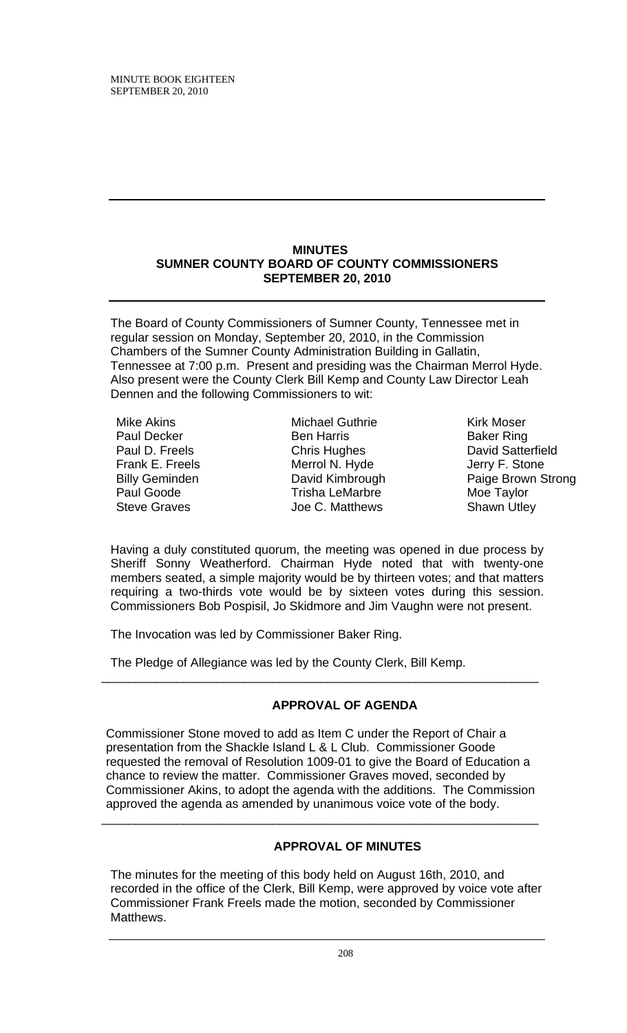# MINUTES
# SUMNER COUNTY BOARD OF COUNTY COMMISSIONERS
# SEPTEMBER 20, 2010

The Board of County Commissioners of Sumner County, Tennessee met in regular session on Monday, September 20, 2010, in the Commission Chambers of the Sumner County Administration Building in Gallatin, Tennessee at 7:00 p.m. Present and presiding was the Chairman Merrol Hyde. Also present were the County Clerk Bill Kemp and County Law Director Leah Dennen and the following Commissioners to wit:

| | | |
|---|---|---|
| Mike Akins | Michael Guthrie | Kirk Moser |
| Paul Decker | Ben Harris | Baker Ring |
| Paul D. Freels | Chris Hughes | David Satterfield |
| Frank E. Freels | Merrol N. Hyde | Jerry F. Stone |
| Billy Geminden | David Kimbrough | Paige Brown Strong |
| Paul Goode | Trisha LeMarbre | Moe Taylor |
| Steve Graves | Joe C. Matthews | Shawn Utley |

Having a duly constituted quorum, the meeting was opened in due process by Sheriff Sonny Weatherford. Chairman Hyde noted that with twenty-one members seated, a simple majority would be by thirteen votes; and that matters requiring a two-thirds vote would be by sixteen votes during this session. Commissioners Bob Pospisil, Jo Skidmore and Jim Vaughn were not present.

The Invocation was led by Commissioner Baker Ring.

The Pledge of Allegiance was led by the County Clerk, Bill Kemp.

---

## APPROVAL OF AGENDA

Commissioner Stone moved to add as Item C under the Report of Chair a presentation from the Shackle Island L & L Club. Commissioner Goode requested the removal of Resolution 1009-01 to give the Board of Education a chance to review the matter. Commissioner Graves moved, seconded by Commissioner Akins, to adopt the agenda with the additions. The Commission approved the agenda as amended by unanimous voice vote of the body.

---

## APPROVAL OF MINUTES

The minutes for the meeting of this body held on August 16th, 2010, and recorded in the office of the Clerk, Bill Kemp, were approved by voice vote after Commissioner Frank Freels made the motion, seconded by Commissioner Matthews.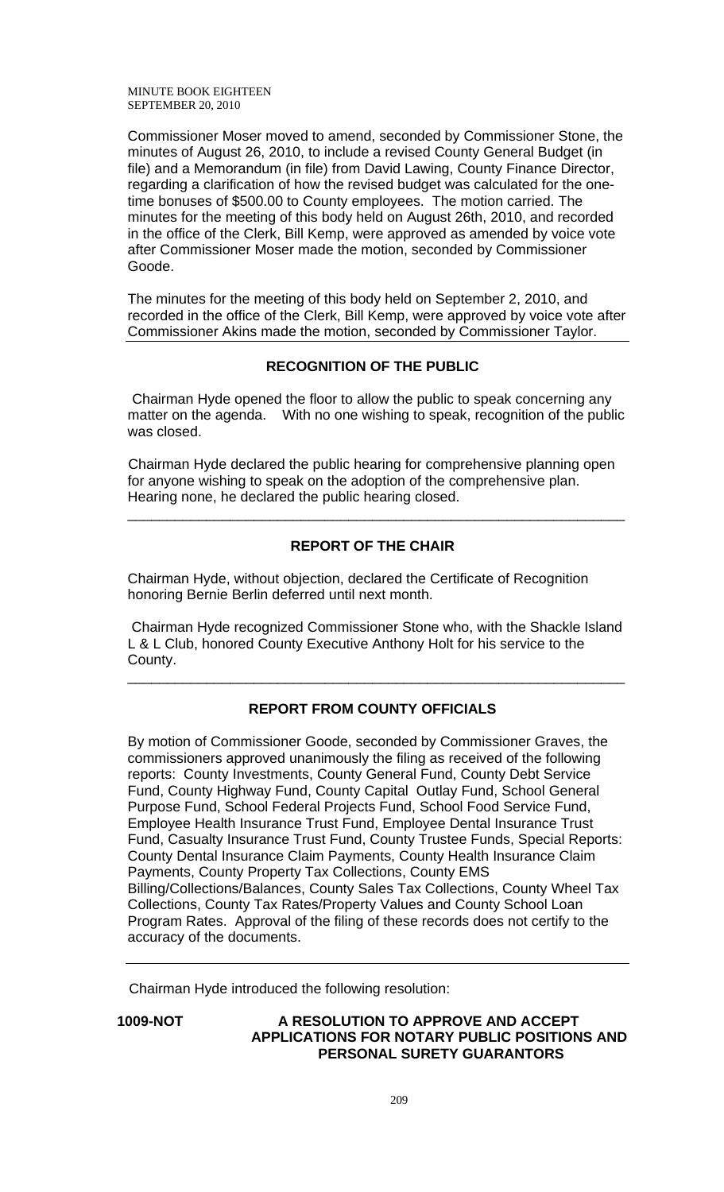Commissioner Moser moved to amend, seconded by Commissioner Stone, the minutes of August 26, 2010, to include a revised County General Budget (in file) and a Memorandum (in file) from David Lawing, County Finance Director, regarding a clarification of how the revised budget was calculated for the one-time bonuses of $500.00 to County employees. The motion carried. The minutes for the meeting of this body held on August 26th, 2010, and recorded in the office of the Clerk, Bill Kemp, were approved as amended by voice vote after Commissioner Moser made the motion, seconded by Commissioner Goode.

The minutes for the meeting of this body held on September 2, 2010, and recorded in the office of the Clerk, Bill Kemp, were approved by voice vote after Commissioner Akins made the motion, seconded by Commissioner Taylor.

---

## RECOGNITION OF THE PUBLIC

Chairman Hyde opened the floor to allow the public to speak concerning any matter on the agenda. With no one wishing to speak, recognition of the public was closed.

Chairman Hyde declared the public hearing for comprehensive planning open for anyone wishing to speak on the adoption of the comprehensive plan. Hearing none, he declared the public hearing closed.

---

## REPORT OF THE CHAIR

Chairman Hyde, without objection, declared the Certificate of Recognition honoring Bernie Berlin deferred until next month.

Chairman Hyde recognized Commissioner Stone who, with the Shackle Island L & L Club, honored County Executive Anthony Holt for his service to the County.

---

## REPORT FROM COUNTY OFFICIALS

By motion of Commissioner Goode, seconded by Commissioner Graves, the commissioners approved unanimously the filing as received of the following reports: County Investments, County General Fund, County Debt Service Fund, County Highway Fund, County Capital Outlay Fund, School General Purpose Fund, School Federal Projects Fund, School Food Service Fund, Employee Health Insurance Trust Fund, Employee Dental Insurance Trust Fund, Casualty Insurance Trust Fund, County Trustee Funds, Special Reports: County Dental Insurance Claim Payments, County Health Insurance Claim Payments, County Property Tax Collections, County EMS Billing/Collections/Balances, County Sales Tax Collections, County Wheel Tax Collections, County Tax Rates/Property Values and County School Loan Program Rates. Approval of the filing of these records does not certify to the accuracy of the documents.

---

Chairman Hyde introduced the following resolution:

**1009-NOT** **A RESOLUTION TO APPROVE AND ACCEPT APPLICATIONS FOR NOTARY PUBLIC POSITIONS AND PERSONAL SURETY GUARANTORS**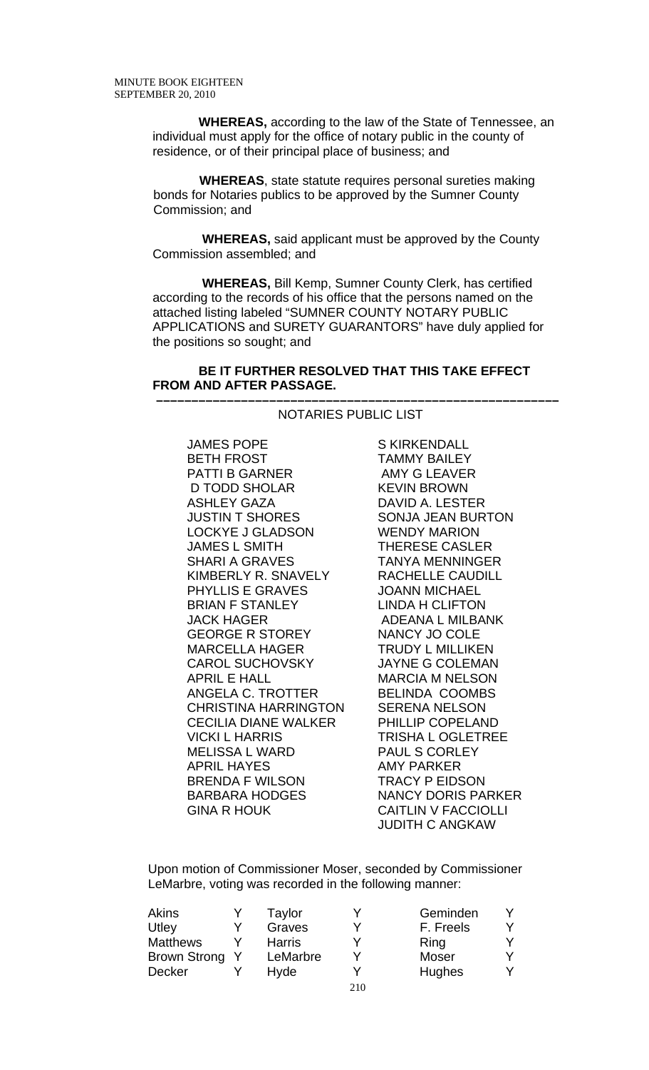MINUTE BOOK EIGHTEEN
SEPTEMBER 20, 2010

**WHEREAS,** according to the law of the State of Tennessee, an individual must apply for the office of notary public in the county of residence, or of their principal place of business; and

**WHEREAS**, state statute requires personal sureties making bonds for Notaries publics to be approved by the Sumner County Commission; and

**WHEREAS,** said applicant must be approved by the County Commission assembled; and

**WHEREAS,** Bill Kemp, Sumner County Clerk, has certified according to the records of his office that the persons named on the attached listing labeled "SUMNER COUNTY NOTARY PUBLIC APPLICATIONS and SURETY GUARANTORS" have duly applied for the positions so sought; and

**BE IT FURTHER RESOLVED THAT THIS TAKE EFFECT FROM AND AFTER PASSAGE.**

---

NOTARIES PUBLIC LIST

JAMES POPE
BETH FROST
PATTI B GARNER
D TODD SHOLAR
ASHLEY GAZA
JUSTIN T SHORES
LOCKYE J GLADSON
JAMES L SMITH
SHARI A GRAVES
KIMBERLY R. SNAVELY
PHYLLIS E GRAVES
BRIAN F STANLEY
JACK HAGER
GEORGE R STOREY
MARCELLA HAGER
CAROL SUCHOVSKY
APRIL E HALL
ANGELA C. TROTTER
CHRISTINA HARRINGTON
CECILIA DIANE WALKER
VICKI L HARRIS
MELISSA L WARD
APRIL HAYES
BRENDA F WILSON
BARBARA HODGES
GINA R HOUK
S KIRKENDALL
TAMMY BAILEY
AMY G LEAVER
KEVIN BROWN
DAVID A. LESTER
SONJA JEAN BURTON
WENDY MARION
THERESE CASLER
TANYA MENNINGER
RACHELLE CAUDILL
JOANN MICHAEL
LINDA H CLIFTON
ADEANA L MILBANK
NANCY JO COLE
TRUDY L MILLIKEN
JAYNE G COLEMAN
MARCIA M NELSON
BELINDA COOMBS
SERENA NELSON
PHILLIP COPELAND
TRISHA L OGLETREE
PAUL S CORLEY
AMY PARKER
TRACY P EIDSON
NANCY DORIS PARKER
CAITLIN V FACCIOLLI
JUDITH C ANGKAW

Upon motion of Commissioner Moser, seconded by Commissioner LeMarbre, voting was recorded in the following manner:

| | | | | | |
|---|---|---|---|---|---|
| Akins | Y | Taylor | Y | Geminden | Y |
| Utley | Y | Graves | Y | F. Freels | Y |
| Matthews | Y | Harris | Y | Ring | Y |
| Brown Strong | Y | LeMarbre | Y | Moser | Y |
| Decker | Y | Hyde | Y | Hughes | Y |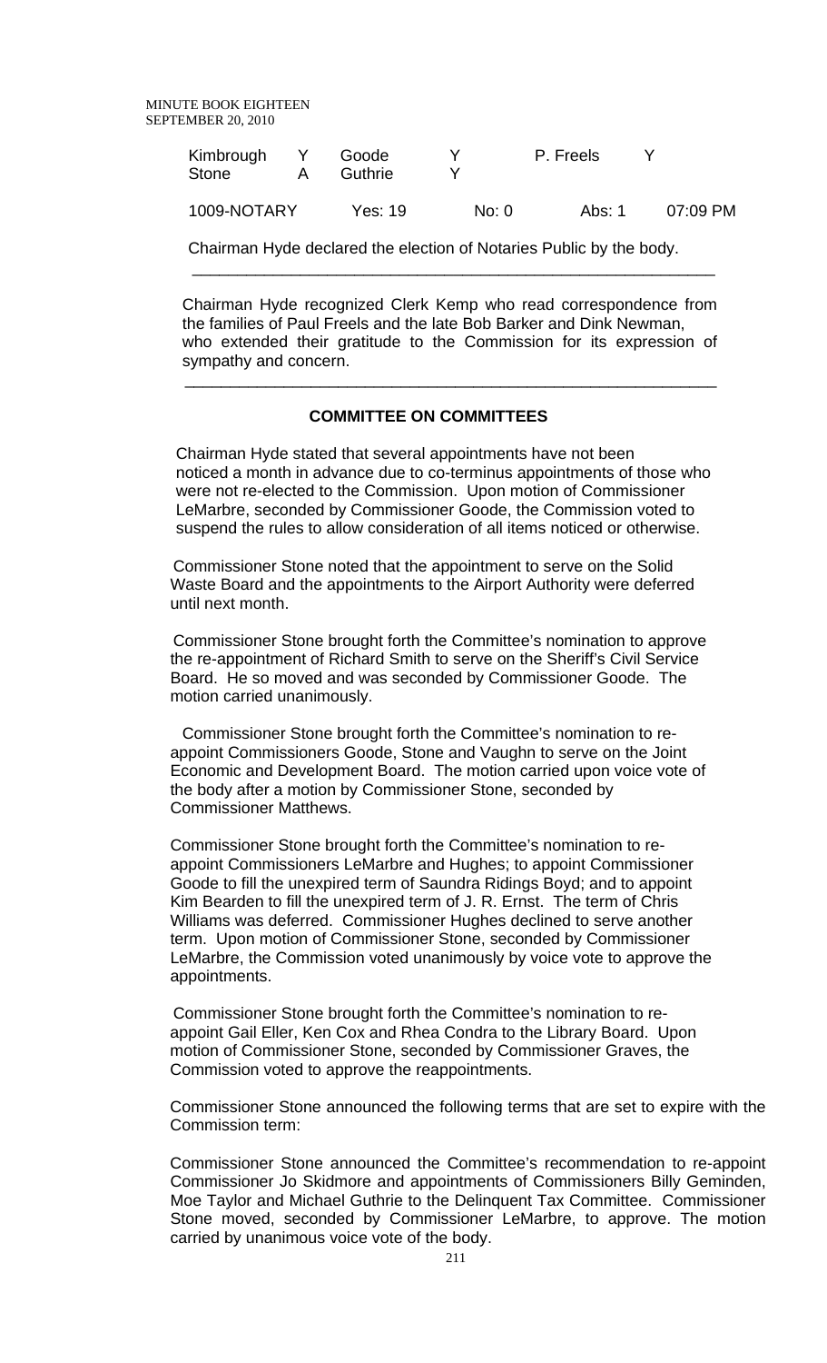| Kimbrough | Y | Goode | Y | P. Freels | Y |
|---|---|---|---|---|---|
| Stone | A | Guthrie | Y | | |

| 1009-NOTARY | Yes: 19 | No: 0 | Abs: 1 | 07:09 PM |
|---|---|---|---|---|

Chairman Hyde declared the election of Notaries Public by the body.

---

Chairman Hyde recognized Clerk Kemp who read correspondence from the families of Paul Freels and the late Bob Barker and Dink Newman, who extended their gratitude to the Commission for its expression of sympathy and concern.

---

## COMMITTEE ON COMMITTEES

Chairman Hyde stated that several appointments have not been noticed a month in advance due to co-terminus appointments of those who were not re-elected to the Commission. Upon motion of Commissioner LeMarbre, seconded by Commissioner Goode, the Commission voted to suspend the rules to allow consideration of all items noticed or otherwise.

Commissioner Stone noted that the appointment to serve on the Solid Waste Board and the appointments to the Airport Authority were deferred until next month.

Commissioner Stone brought forth the Committee's nomination to approve the re-appointment of Richard Smith to serve on the Sheriff's Civil Service Board. He so moved and was seconded by Commissioner Goode. The motion carried unanimously.

Commissioner Stone brought forth the Committee's nomination to re-appoint Commissioners Goode, Stone and Vaughn to serve on the Joint Economic and Development Board. The motion carried upon voice vote of the body after a motion by Commissioner Stone, seconded by Commissioner Matthews.

Commissioner Stone brought forth the Committee's nomination to re-appoint Commissioners LeMarbre and Hughes; to appoint Commissioner Goode to fill the unexpired term of Saundra Ridings Boyd; and to appoint Kim Bearden to fill the unexpired term of J. R. Ernst. The term of Chris Williams was deferred. Commissioner Hughes declined to serve another term. Upon motion of Commissioner Stone, seconded by Commissioner LeMarbre, the Commission voted unanimously by voice vote to approve the appointments.

Commissioner Stone brought forth the Committee's nomination to re-appoint Gail Eller, Ken Cox and Rhea Condra to the Library Board. Upon motion of Commissioner Stone, seconded by Commissioner Graves, the Commission voted to approve the reappointments.

Commissioner Stone announced the following terms that are set to expire with the Commission term:

Commissioner Stone announced the Committee's recommendation to re-appoint Commissioner Jo Skidmore and appointments of Commissioners Billy Geminden, Moe Taylor and Michael Guthrie to the Delinquent Tax Committee. Commissioner Stone moved, seconded by Commissioner LeMarbre, to approve. The motion carried by unanimous voice vote of the body.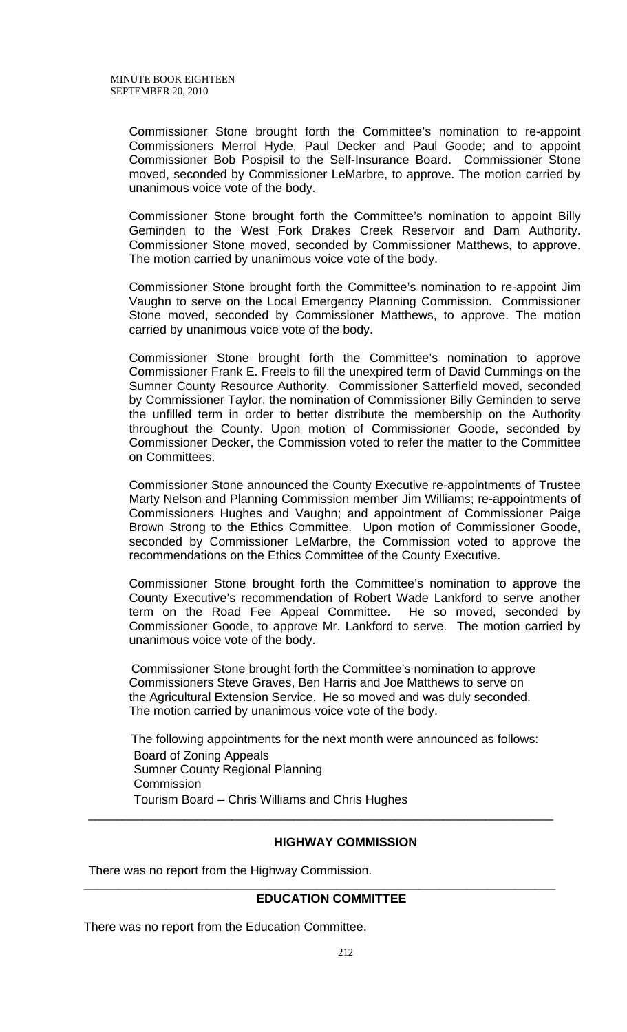Commissioner Stone brought forth the Committee's nomination to re-appoint Commissioners Merrol Hyde, Paul Decker and Paul Goode; and to appoint Commissioner Bob Pospisil to the Self-Insurance Board. Commissioner Stone moved, seconded by Commissioner LeMarbre, to approve. The motion carried by unanimous voice vote of the body.

Commissioner Stone brought forth the Committee's nomination to appoint Billy Geminden to the West Fork Drakes Creek Reservoir and Dam Authority. Commissioner Stone moved, seconded by Commissioner Matthews, to approve. The motion carried by unanimous voice vote of the body.

Commissioner Stone brought forth the Committee's nomination to re-appoint Jim Vaughn to serve on the Local Emergency Planning Commission. Commissioner Stone moved, seconded by Commissioner Matthews, to approve. The motion carried by unanimous voice vote of the body.

Commissioner Stone brought forth the Committee's nomination to approve Commissioner Frank E. Freels to fill the unexpired term of David Cummings on the Sumner County Resource Authority. Commissioner Satterfield moved, seconded by Commissioner Taylor, the nomination of Commissioner Billy Geminden to serve the unfilled term in order to better distribute the membership on the Authority throughout the County. Upon motion of Commissioner Goode, seconded by Commissioner Decker, the Commission voted to refer the matter to the Committee on Committees.

Commissioner Stone announced the County Executive re-appointments of Trustee Marty Nelson and Planning Commission member Jim Williams; re-appointments of Commissioners Hughes and Vaughn; and appointment of Commissioner Paige Brown Strong to the Ethics Committee. Upon motion of Commissioner Goode, seconded by Commissioner LeMarbre, the Commission voted to approve the recommendations on the Ethics Committee of the County Executive.

Commissioner Stone brought forth the Committee's nomination to approve the County Executive's recommendation of Robert Wade Lankford to serve another term on the Road Fee Appeal Committee. He so moved, seconded by Commissioner Goode, to approve Mr. Lankford to serve. The motion carried by unanimous voice vote of the body.

Commissioner Stone brought forth the Committee's nomination to approve Commissioners Steve Graves, Ben Harris and Joe Matthews to serve on the Agricultural Extension Service. He so moved and was duly seconded. The motion carried by unanimous voice vote of the body.

The following appointments for the next month were announced as follows:

Board of Zoning Appeals
Sumner County Regional Planning Commission
Tourism Board – Chris Williams and Chris Hughes

---

## HIGHWAY COMMISSION

There was no report from the Highway Commission.

---

## EDUCATION COMMITTEE

There was no report from the Education Committee.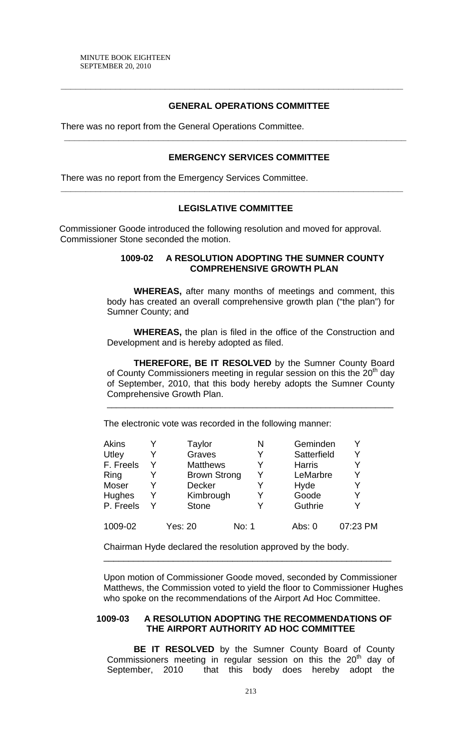## GENERAL OPERATIONS COMMITTEE

There was no report from the General Operations Committee.

---

## EMERGENCY SERVICES COMMITTEE

There was no report from the Emergency Services Committee.

---

## LEGISLATIVE COMMITTEE

Commissioner Goode introduced the following resolution and moved for approval. Commissioner Stone seconded the motion.

### 1009-02 A RESOLUTION ADOPTING THE SUMNER COUNTY COMPREHENSIVE GROWTH PLAN

**WHEREAS,** after many months of meetings and comment, this body has created an overall comprehensive growth plan ("the plan") for Sumner County; and

**WHEREAS,** the plan is filed in the office of the Construction and Development and is hereby adopted as filed.

**THEREFORE, BE IT RESOLVED** by the Sumner County Board of County Commissioners meeting in regular session on this the 20th day of September, 2010, that this body hereby adopts the Sumner County Comprehensive Growth Plan.

---

The electronic vote was recorded in the following manner:

| | | | | | |
|---|---|---|---|---|---|
| Akins | Y | Taylor | N | Geminden | Y |
| Utley | Y | Graves | Y | Satterfield | Y |
| F. Freels | Y | Matthews | Y | Harris | Y |
| Ring | Y | Brown Strong | Y | LeMarbre | Y |
| Moser | Y | Decker | Y | Hyde | Y |
| Hughes | Y | Kimbrough | Y | Goode | Y |
| P. Freels | Y | Stone | Y | Guthrie | Y |
| 1009-02 | Yes: 20 | | No: 1 | Abs: 0 | 07:23 PM |

Chairman Hyde declared the resolution approved by the body.

---

Upon motion of Commissioner Goode moved, seconded by Commissioner Matthews, the Commission voted to yield the floor to Commissioner Hughes who spoke on the recommendations of the Airport Ad Hoc Committee.

### 1009-03 A RESOLUTION ADOPTING THE RECOMMENDATIONS OF THE AIRPORT AUTHORITY AD HOC COMMITTEE

**BE IT RESOLVED** by the Sumner County Board of County Commissioners meeting in regular session on this the 20th day of September, 2010 that this body does hereby adopt the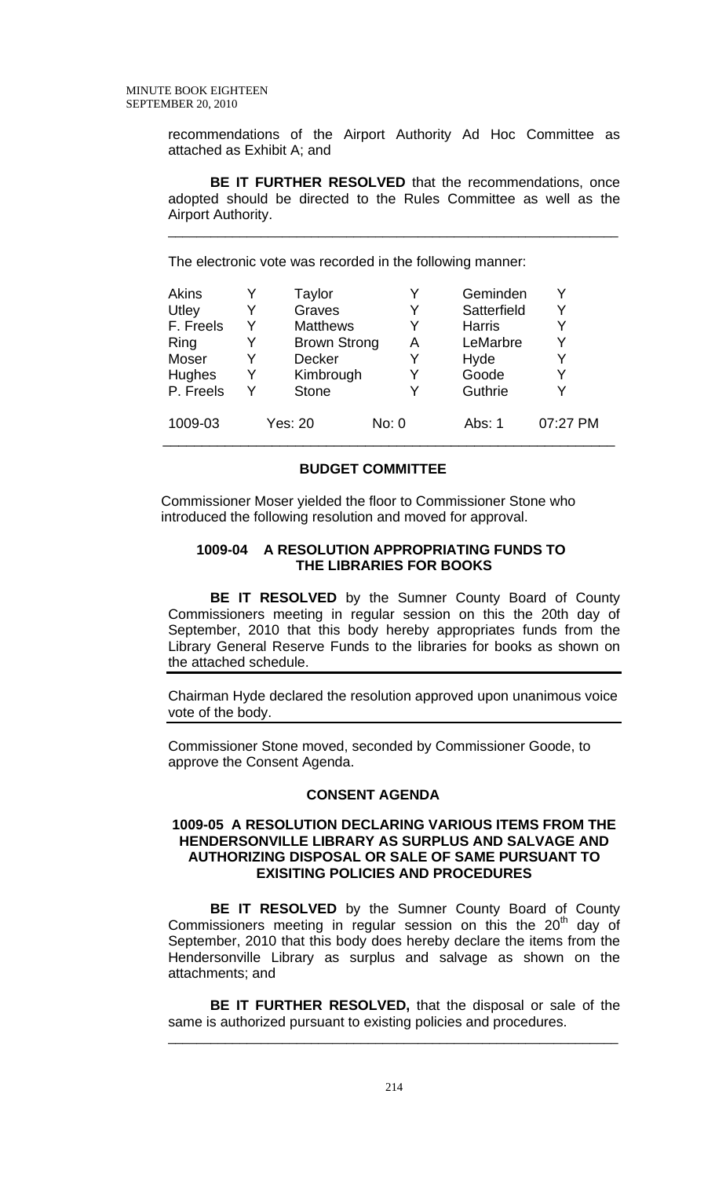recommendations of the Airport Authority Ad Hoc Committee as attached as Exhibit A; and

**BE IT FURTHER RESOLVED** that the recommendations, once adopted should be directed to the Rules Committee as well as the Airport Authority.

---

The electronic vote was recorded in the following manner:

| | | | | | |
|---|---|---|---|---|---|
| Akins | Y | Taylor | Y | Geminden | Y |
| Utley | Y | Graves | Y | Satterfield | Y |
| F. Freels | Y | Matthews | Y | Harris | Y |
| Ring | Y | Brown Strong | A | LeMarbre | Y |
| Moser | Y | Decker | Y | Hyde | Y |
| Hughes | Y | Kimbrough | Y | Goode | Y |
| P. Freels | Y | Stone | Y | Guthrie | Y |
| 1009-03 | Yes: 20 | | No: 0 | Abs: 1 | 07:27 PM |

---

## BUDGET COMMITTEE

Commissioner Moser yielded the floor to Commissioner Stone who introduced the following resolution and moved for approval.

### 1009-04 A RESOLUTION APPROPRIATING FUNDS TO THE LIBRARIES FOR BOOKS

**BE IT RESOLVED** by the Sumner County Board of County Commissioners meeting in regular session on this the 20th day of September, 2010 that this body hereby appropriates funds from the Library General Reserve Funds to the libraries for books as shown on the attached schedule.

---

Chairman Hyde declared the resolution approved upon unanimous voice vote of the body.

---

Commissioner Stone moved, seconded by Commissioner Goode, to approve the Consent Agenda.

## CONSENT AGENDA

### 1009-05 A RESOLUTION DECLARING VARIOUS ITEMS FROM THE HENDERSONVILLE LIBRARY AS SURPLUS AND SALVAGE AND AUTHORIZING DISPOSAL OR SALE OF SAME PURSUANT TO EXISITING POLICIES AND PROCEDURES

**BE IT RESOLVED** by the Sumner County Board of County Commissioners meeting in regular session on this the 20th day of September, 2010 that this body does hereby declare the items from the Hendersonville Library as surplus and salvage as shown on the attachments; and

**BE IT FURTHER RESOLVED,** that the disposal or sale of the same is authorized pursuant to existing policies and procedures.

---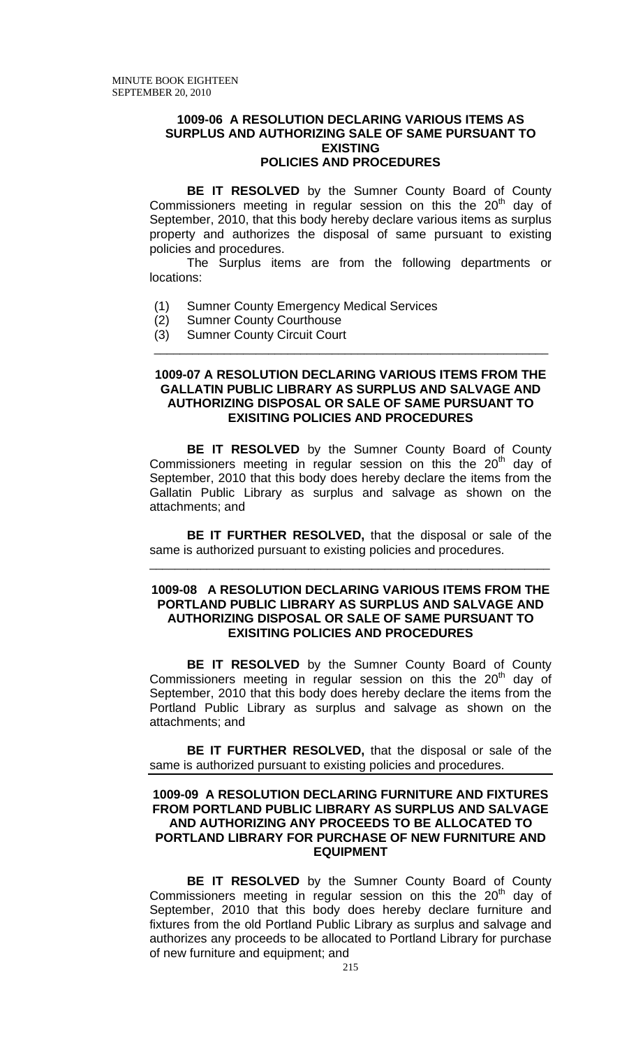### 1009-06 A RESOLUTION DECLARING VARIOUS ITEMS AS SURPLUS AND AUTHORIZING SALE OF SAME PURSUANT TO EXISTING POLICIES AND PROCEDURES

**BE IT RESOLVED** by the Sumner County Board of County Commissioners meeting in regular session on this the 20th day of September, 2010, that this body hereby declare various items as surplus property and authorizes the disposal of same pursuant to existing policies and procedures.

The Surplus items are from the following departments or locations:

(1) Sumner County Emergency Medical Services
(2) Sumner County Courthouse
(3) Sumner County Circuit Court

---

### 1009-07 A RESOLUTION DECLARING VARIOUS ITEMS FROM THE GALLATIN PUBLIC LIBRARY AS SURPLUS AND SALVAGE AND AUTHORIZING DISPOSAL OR SALE OF SAME PURSUANT TO EXISITING POLICIES AND PROCEDURES

**BE IT RESOLVED** by the Sumner County Board of County Commissioners meeting in regular session on this the 20th day of September, 2010 that this body does hereby declare the items from the Gallatin Public Library as surplus and salvage as shown on the attachments; and

**BE IT FURTHER RESOLVED,** that the disposal or sale of the same is authorized pursuant to existing policies and procedures.

---

### 1009-08 A RESOLUTION DECLARING VARIOUS ITEMS FROM THE PORTLAND PUBLIC LIBRARY AS SURPLUS AND SALVAGE AND AUTHORIZING DISPOSAL OR SALE OF SAME PURSUANT TO EXISITING POLICIES AND PROCEDURES

**BE IT RESOLVED** by the Sumner County Board of County Commissioners meeting in regular session on this the 20th day of September, 2010 that this body does hereby declare the items from the Portland Public Library as surplus and salvage as shown on the attachments; and

**BE IT FURTHER RESOLVED,** that the disposal or sale of the same is authorized pursuant to existing policies and procedures.

---

### 1009-09 A RESOLUTION DECLARING FURNITURE AND FIXTURES FROM PORTLAND PUBLIC LIBRARY AS SURPLUS AND SALVAGE AND AUTHORIZING ANY PROCEEDS TO BE ALLOCATED TO PORTLAND LIBRARY FOR PURCHASE OF NEW FURNITURE AND EQUIPMENT

**BE IT RESOLVED** by the Sumner County Board of County Commissioners meeting in regular session on this the 20th day of September, 2010 that this body does hereby declare furniture and fixtures from the old Portland Public Library as surplus and salvage and authorizes any proceeds to be allocated to Portland Library for purchase of new furniture and equipment; and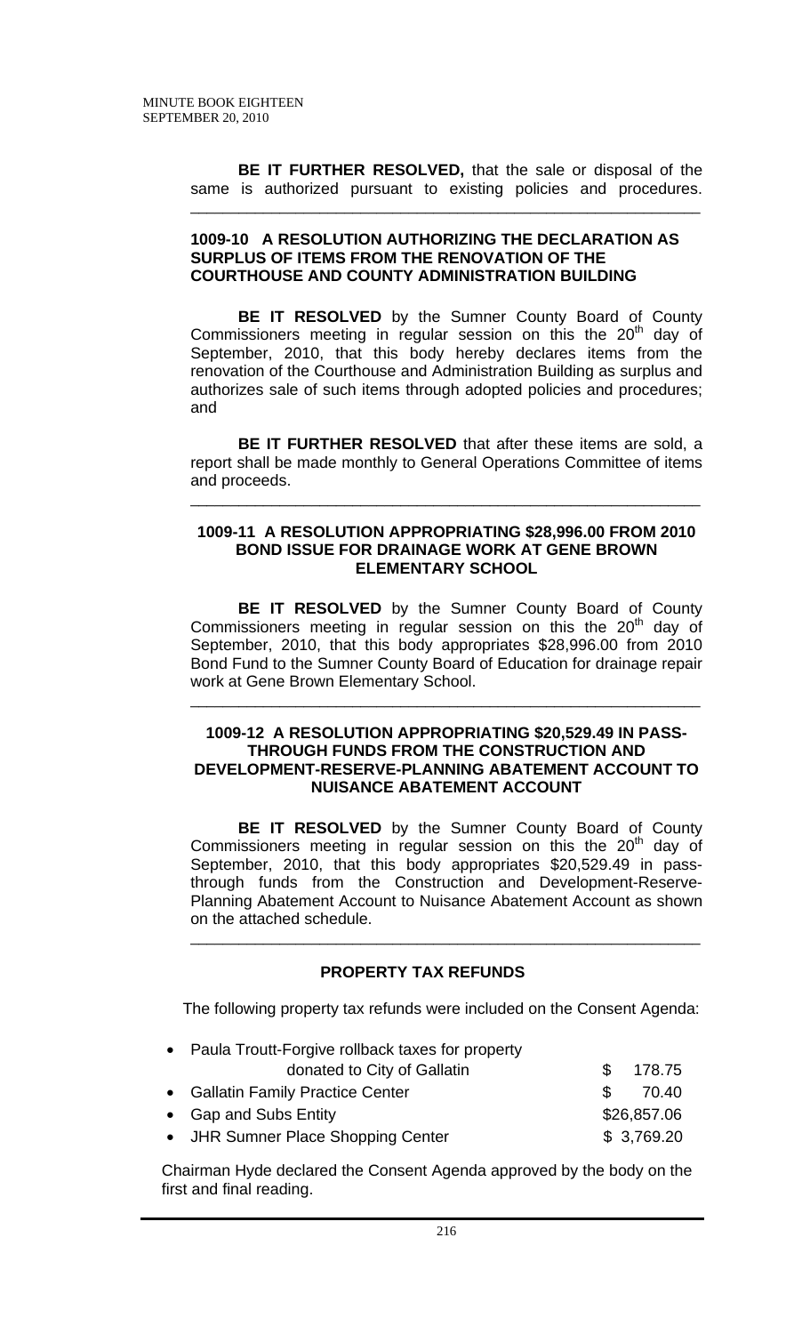**BE IT FURTHER RESOLVED,** that the sale or disposal of the same is authorized pursuant to existing policies and procedures.

---

**1009-10 A RESOLUTION AUTHORIZING THE DECLARATION AS SURPLUS OF ITEMS FROM THE RENOVATION OF THE COURTHOUSE AND COUNTY ADMINISTRATION BUILDING**

**BE IT RESOLVED** by the Sumner County Board of County Commissioners meeting in regular session on this the 20th day of September, 2010, that this body hereby declares items from the renovation of the Courthouse and Administration Building as surplus and authorizes sale of such items through adopted policies and procedures; and

**BE IT FURTHER RESOLVED** that after these items are sold, a report shall be made monthly to General Operations Committee of items and proceeds.

---

**1009-11 A RESOLUTION APPROPRIATING $28,996.00 FROM 2010 BOND ISSUE FOR DRAINAGE WORK AT GENE BROWN ELEMENTARY SCHOOL**

**BE IT RESOLVED** by the Sumner County Board of County Commissioners meeting in regular session on this the 20th day of September, 2010, that this body appropriates $28,996.00 from 2010 Bond Fund to the Sumner County Board of Education for drainage repair work at Gene Brown Elementary School.

---

**1009-12 A RESOLUTION APPROPRIATING $20,529.49 IN PASS-THROUGH FUNDS FROM THE CONSTRUCTION AND DEVELOPMENT-RESERVE-PLANNING ABATEMENT ACCOUNT TO NUISANCE ABATEMENT ACCOUNT**

**BE IT RESOLVED** by the Sumner County Board of County Commissioners meeting in regular session on this the 20th day of September, 2010, that this body appropriates $20,529.49 in pass-through funds from the Construction and Development-Reserve-Planning Abatement Account to Nuisance Abatement Account as shown on the attached schedule.

---

**PROPERTY TAX REFUNDS**

The following property tax refunds were included on the Consent Agenda:

- Paula Troutt-Forgive rollback taxes for property donated to City of Gallatin — $ 178.75
- Gallatin Family Practice Center — $ 70.40
- Gap and Subs Entity — $26,857.06
- JHR Sumner Place Shopping Center — $ 3,769.20

Chairman Hyde declared the Consent Agenda approved by the body on the first and final reading.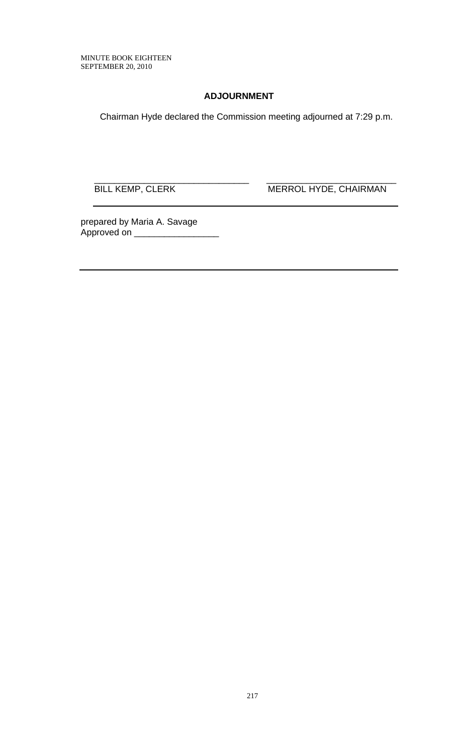## ADJOURNMENT

Chairman Hyde declared the Commission meeting adjourned at 7:29 p.m.

| | |
|---|---|
| _______________________________ | __________________________ |
| BILL KEMP, CLERK | MERROL HYDE, CHAIRMAN |

prepared by Maria A. Savage
Approved on ________________